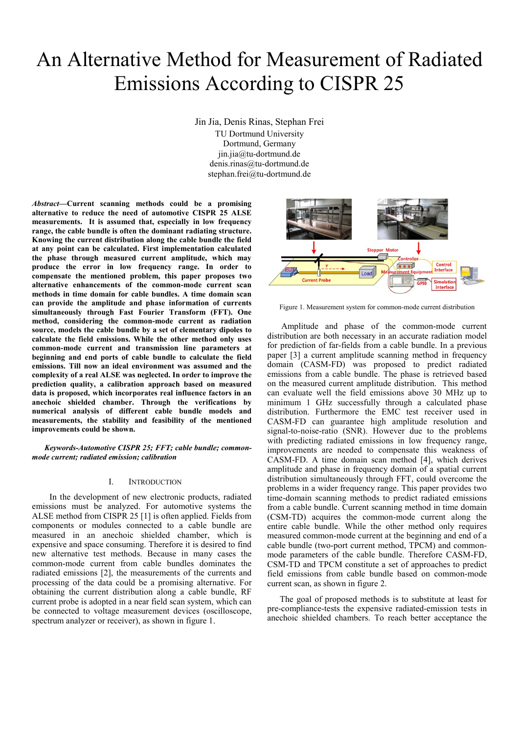# An Alternative Method for Measurement of Radiated Emissions According to CISPR 25

Jin Jia, Denis Rinas, Stephan Frei
TU Dortmund University
Dortmund, Germany
jin.jia@tu-dortmund.de
denis.rinas@tu-dortmund.de
stephan.frei@tu-dortmund.de

***Abstract*—Current scanning methods could be a promising alternative to reduce the need of automotive CISPR 25 ALSE measurements. It is assumed that, especially in low frequency range, the cable bundle is often the dominant radiating structure. Knowing the current distribution along the cable bundle the field at any point can be calculated. First implementation calculated the phase through measured current amplitude, which may produce the error in low frequency range. In order to compensate the mentioned problem, this paper proposes two alternative enhancements of the common-mode current scan methods in time domain for cable bundles. A time domain scan can provide the amplitude and phase information of currents simultaneously through Fast Fourier Transform (FFT). One method, considering the common-mode current as radiation source, models the cable bundle by a set of elementary dipoles to calculate the field emissions. While the other method only uses common-mode current and transmission line parameters at beginning and end ports of cable bundle to calculate the field emissions. Till now an ideal environment was assumed and the complexity of a real ALSE was neglected. In order to improve the prediction quality, a calibration approach based on measured data is proposed, which incorporates real influence factors in an anechoic shielded chamber. Through the verifications by numerical analysis of different cable bundle models and measurements, the stability and feasibility of the mentioned improvements could be shown.**

***Keywords-Automotive CISPR 25; FFT; cable bundle; common-mode current; radiated emission; calibration***

## I. Introduction

In the development of new electronic products, radiated emissions must be analyzed. For automotive systems the ALSE method from CISPR 25 [1] is often applied. Fields from components or modules connected to a cable bundle are measured in an anechoic shielded chamber, which is expensive and space consuming. Therefore it is desired to find new alternative test methods. Because in many cases the common-mode current from cable bundles dominates the radiated emissions [2], the measurements of the currents and processing of the data could be a promising alternative. For obtaining the current distribution along a cable bundle, RF current probe is adopted in a near field scan system, which can be connected to voltage measurement devices (oscilloscope, spectrum analyzer or receiver), as shown in figure 1.

Stepper Motor
Controller
Control Interface
EUT
Load
Current Probe
Measurement Equipment
GPIB
Simulation Interface

Figure 1. Measurement system for common-mode current distribution

Amplitude and phase of the common-mode current distribution are both necessary in an accurate radiation model for prediction of far-fields from a cable bundle. In a previous paper [3] a current amplitude scanning method in frequency domain (CASM-FD) was proposed to predict radiated emissions from a cable bundle. The phase is retrieved based on the measured current amplitude distribution. This method can evaluate well the field emissions above 30 MHz up to minimum 1 GHz successfully through a calculated phase distribution. Furthermore the EMC test receiver used in CASM-FD can guarantee high amplitude resolution and signal-to-noise-ratio (SNR). However due to the problems with predicting radiated emissions in low frequency range, improvements are needed to compensate this weakness of CASM-FD. A time domain scan method [4], which derives amplitude and phase in frequency domain of a spatial current distribution simultaneously through FFT, could overcome the problems in a wider frequency range. This paper provides two time-domain scanning methods to predict radiated emissions from a cable bundle. Current scanning method in time domain (CSM-TD) acquires the common-mode current along the entire cable bundle. While the other method only requires measured common-mode current at the beginning and end of a cable bundle (two-port current method, TPCM) and common-mode parameters of the cable bundle. Therefore CASM-FD, CSM-TD and TPCM constitute a set of approaches to predict field emissions from cable bundle based on common-mode current scan, as shown in figure 2.

The goal of proposed methods is to substitute at least for pre-compliance-tests the expensive radiated-emission tests in anechoic shielded chambers. To reach better acceptance the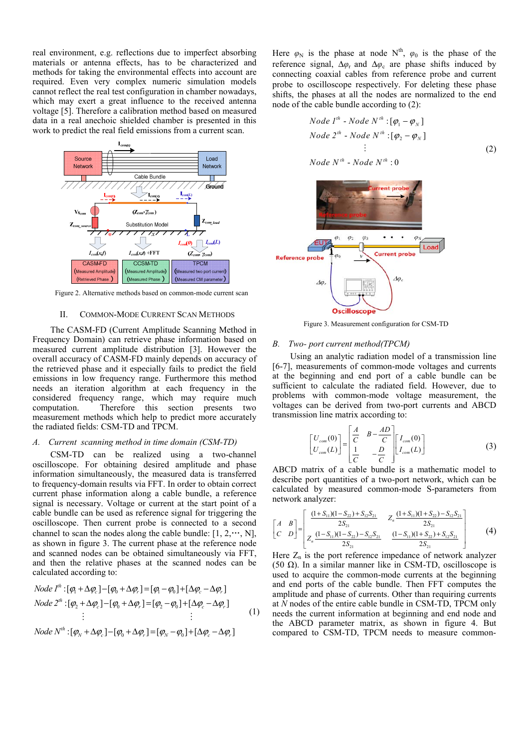real environment, e.g. reflections due to imperfect absorbing materials or antenna effects, has to be characterized and methods for taking the environmental effects into account are required. Even very complex numeric simulation models cannot reflect the real test configuration in chamber nowadays, which may exert a great influence to the received antenna voltage [5]. Therefore a calibration method based on measured data in a real anechoic shielded chamber is presented in this work to predict the real field emissions from a current scan.

Figure 2. Alternative methods based on common-mode current scan

## II. Common-Mode Current Scan Methods

The CASM-FD (Current Amplitude Scanning Method in Frequency Domain) can retrieve phase information based on measured current amplitude distribution [3]. However the overall accuracy of CASM-FD mainly depends on accuracy of the retrieved phase and it especially fails to predict the field emissions in low frequency range. Furthermore this method needs an iteration algorithm at each frequency in the considered frequency range, which may require much computation. Therefore this section presents two measurement methods which help to predict more accurately the radiated fields: CSM-TD and TPCM.

### *A. Current scanning method in time domain (CSM-TD)*

CSM-TD can be realized using a two-channel oscilloscope. For obtaining desired amplitude and phase information simultaneously, the measured data is transferred to frequency-domain results via FFT. In order to obtain correct current phase information along a cable bundle, a reference signal is necessary. Voltage or current at the start point of a cable bundle can be used as reference signal for triggering the oscilloscope. Then current probe is connected to a second channel to scan the nodes along the cable bundle: [1, 2,⋯, N], as shown in figure 3. The current phase at the reference node and scanned nodes can be obtained simultaneously via FFT, and then the relative phases at the scanned nodes can be calculated according to:

$$
\begin{aligned}
&Node\ 1^{th}: [\varphi_1 + \Delta\varphi_c] - [\varphi_0 + \Delta\varphi_r] = [\varphi_1 - \varphi_0] + [\Delta\varphi_c - \Delta\varphi_r] \\
&Node\ 2^{th}: [\varphi_2 + \Delta\varphi_c] - [\varphi_0 + \Delta\varphi_r] = [\varphi_2 - \varphi_0] + [\Delta\varphi_c - \Delta\varphi_r] \\
&\qquad\vdots \qquad\qquad\qquad\qquad\qquad\qquad \vdots \\
&Node\ N^{th}: [\varphi_N + \Delta\varphi_c] - [\varphi_0 + \Delta\varphi_r] = [\varphi_N - \varphi_0] + [\Delta\varphi_c - \Delta\varphi_r]
\end{aligned}
\tag{1}
$$

Here $\varphi_N$ is the phase at node N[th], $\varphi_0$ is the phase of the reference signal, $\Delta\varphi_r$ and $\Delta\varphi_c$ are phase shifts induced by connecting coaxial cables from reference probe and current probe to oscilloscope respectively. For deleting these phase shifts, the phases at all the nodes are normalized to the end node of the cable bundle according to (2):

$$
\begin{aligned}
&Node\ 1^{th}\ \text{-}\ Node\ N^{th}: [\varphi_1 - \varphi_N] \\
&Node\ 2^{th}\ \text{-}\ Node\ N^{th}: [\varphi_2 - \varphi_N] \\
&\qquad\vdots \\
&Node\ N^{th}\ \text{-}\ Node\ N^{th}: 0
\end{aligned}
\tag{2}
$$

Figure 3. Measurement configuration for CSM-TD

### *B. Two- port current method(TPCM)*

Using an analytic radiation model of a transmission line [6-7], measurements of common-mode voltages and currents at the beginning and end port of a cable bundle can be sufficient to calculate the radiated field. However, due to problems with common-mode voltage measurement, the voltages can be derived from two-port currents and ABCD transmission line matrix according to:

$$
\begin{bmatrix} U_{com}(0) \\ U_{com}(L) \end{bmatrix} = \begin{bmatrix} \dfrac{A}{C} & B - \dfrac{AD}{C} \\ \dfrac{1}{C} & -\dfrac{D}{C} \end{bmatrix} \begin{bmatrix} I_{com}(0) \\ I_{com}(L) \end{bmatrix}
\tag{3}
$$

ABCD matrix of a cable bundle is a mathematic model to describe port quantities of a two-port network, which can be calculated by measured common-mode S-parameters from network analyzer:

$$
\begin{bmatrix} A & B \\ C & D \end{bmatrix} = \begin{bmatrix} \dfrac{(1+S_{11})(1-S_{22}) + S_{12}S_{21}}{2S_{21}} & Z_n \dfrac{(1+S_{11})(1+S_{22}) - S_{12}S_{21}}{2S_{21}} \\ \dfrac{1}{Z_n} \dfrac{(1-S_{11})(1-S_{22}) - S_{12}S_{21}}{2S_{21}} & \dfrac{(1-S_{11})(1+S_{22}) + S_{12}S_{21}}{2S_{21}} \end{bmatrix}
\tag{4}
$$

Here $Z_n$ is the port reference impedance of network analyzer (50 Ω). In a similar manner like in CSM-TD, oscilloscope is used to acquire the common-mode currents at the beginning and end ports of the cable bundle. Then FFT computes the amplitude and phase of currents. Other than requiring currents at *N* nodes of the entire cable bundle in CSM-TD, TPCM only needs the current information at beginning and end node and the ABCD parameter matrix, as shown in figure 4. But compared to CSM-TD, TPCM needs to measure common-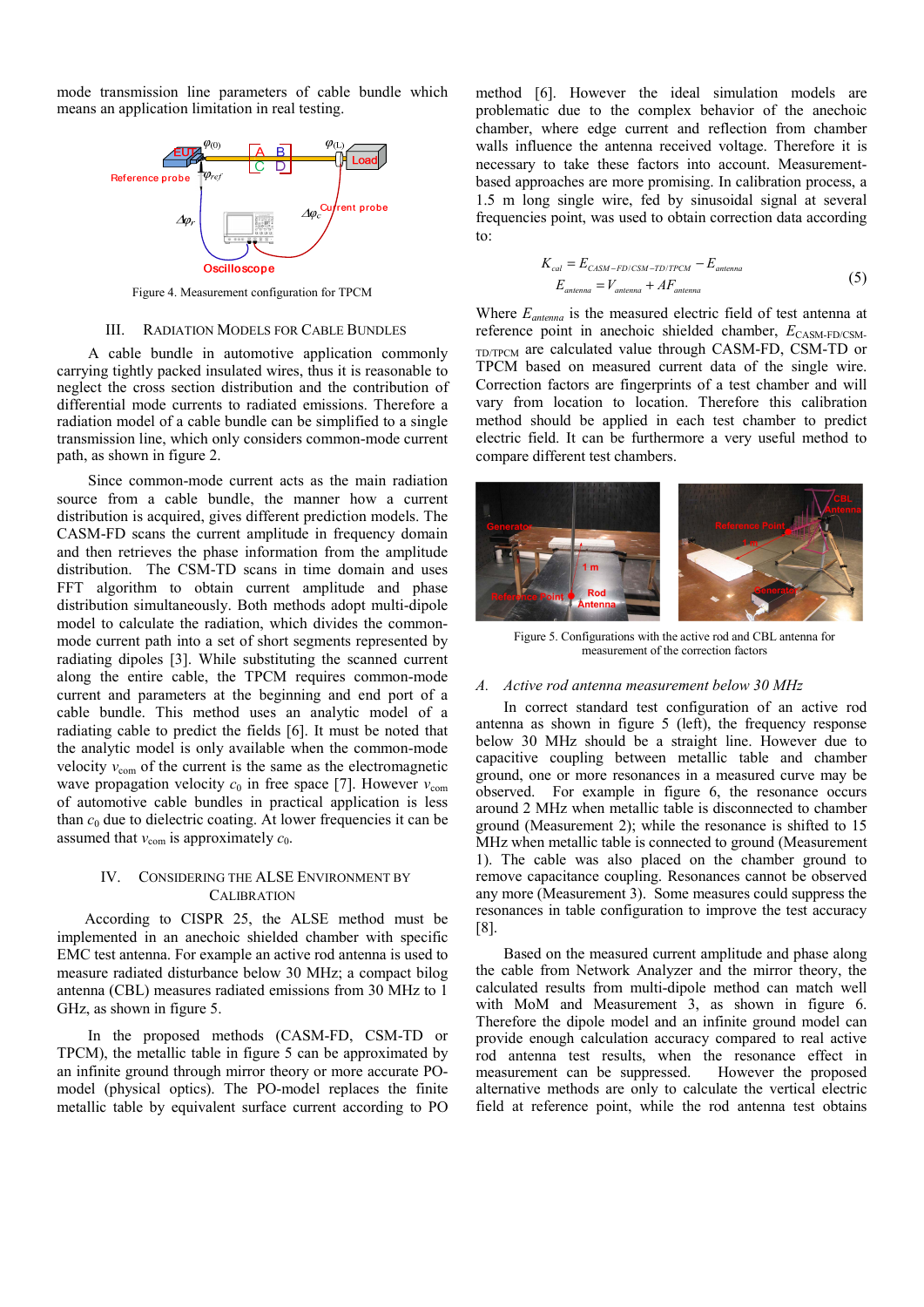mode transmission line parameters of cable bundle which means an application limitation in real testing.

Figure 4. Measurement configuration for TPCM

## III. RADIATION MODELS FOR CABLE BUNDLES

A cable bundle in automotive application commonly carrying tightly packed insulated wires, thus it is reasonable to neglect the cross section distribution and the contribution of differential mode currents to radiated emissions. Therefore a radiation model of a cable bundle can be simplified to a single transmission line, which only considers common-mode current path, as shown in figure 2.

Since common-mode current acts as the main radiation source from a cable bundle, the manner how a current distribution is acquired, gives different prediction models. The CASM-FD scans the current amplitude in frequency domain and then retrieves the phase information from the amplitude distribution. The CSM-TD scans in time domain and uses FFT algorithm to obtain current amplitude and phase distribution simultaneously. Both methods adopt multi-dipole model to calculate the radiation, which divides the common-mode current path into a set of short segments represented by radiating dipoles [3]. While substituting the scanned current along the entire cable, the TPCM requires common-mode current and parameters at the beginning and end port of a cable bundle. This method uses an analytic model of a radiating cable to predict the fields [6]. It must be noted that the analytic model is only available when the common-mode velocity $v_{com}$ of the current is the same as the electromagnetic wave propagation velocity $c_0$ in free space [7]. However $v_{com}$ of automotive cable bundles in practical application is less than $c_0$ due to dielectric coating. At lower frequencies it can be assumed that $v_{com}$ is approximately $c_0$.

## IV. CONSIDERING THE ALSE ENVIRONMENT BY CALIBRATION

According to CISPR 25, the ALSE method must be implemented in an anechoic shielded chamber with specific EMC test antenna. For example an active rod antenna is used to measure radiated disturbance below 30 MHz; a compact bilog antenna (CBL) measures radiated emissions from 30 MHz to 1 GHz, as shown in figure 5.

In the proposed methods (CASM-FD, CSM-TD or TPCM), the metallic table in figure 5 can be approximated by an infinite ground through mirror theory or more accurate PO-model (physical optics). The PO-model replaces the finite metallic table by equivalent surface current according to PO method [6]. However the ideal simulation models are problematic due to the complex behavior of the anechoic chamber, where edge current and reflection from chamber walls influence the antenna received voltage. Therefore it is necessary to take these factors into account. Measurement-based approaches are more promising. In calibration process, a 1.5 m long single wire, fed by sinusoidal signal at several frequencies point, was used to obtain correction data according to:

$$K_{cal} = E_{CASM-FD/CSM-TD/TPCM} - E_{antenna}$$
$$E_{antenna} = V_{antenna} + AF_{antenna} \tag{5}$$

Where $E_{antenna}$ is the measured electric field of test antenna at reference point in anechoic shielded chamber, $E_{CASM-FD/CSM-TD/TPCM}$ are calculated value through CASM-FD, CSM-TD or TPCM based on measured current data of the single wire. Correction factors are fingerprints of a test chamber and will vary from location to location. Therefore this calibration method should be applied in each test chamber to predict electric field. It can be furthermore a very useful method to compare different test chambers.

Figure 5. Configurations with the active rod and CBL antenna for measurement of the correction factors

### A. *Active rod antenna measurement below 30 MHz*

In correct standard test configuration of an active rod antenna as shown in figure 5 (left), the frequency response below 30 MHz should be a straight line. However due to capacitive coupling between metallic table and chamber ground, one or more resonances in a measured curve may be observed. For example in figure 6, the resonance occurs around 2 MHz when metallic table is disconnected to chamber ground (Measurement 2); while the resonance is shifted to 15 MHz when metallic table is connected to ground (Measurement 1). The cable was also placed on the chamber ground to remove capacitance coupling. Resonances cannot be observed any more (Measurement 3). Some measures could suppress the resonances in table configuration to improve the test accuracy [8].

Based on the measured current amplitude and phase along the cable from Network Analyzer and the mirror theory, the calculated results from multi-dipole method can match well with MoM and Measurement 3, as shown in figure 6. Therefore the dipole model and an infinite ground model can provide enough calculation accuracy compared to real active rod antenna test results, when the resonance effect in measurement can be suppressed. However the proposed alternative methods are only to calculate the vertical electric field at reference point, while the rod antenna test obtains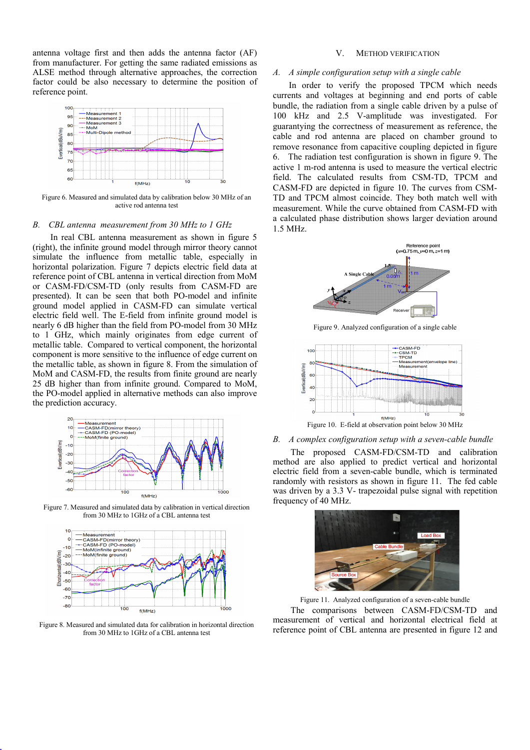antenna voltage first and then adds the antenna factor (AF) from manufacturer. For getting the same radiated emissions as ALSE method through alternative approaches, the correction factor could be also necessary to determine the position of reference point.

100
95
90
85
80
75
70
65
60
Evertical(dBuV/m)
Measurement 1
Measurement 2
Measurement 3
MoM
Multi-Dipole method
1
10
30
f(MHz)

Figure 6. Measured and simulated data by calibration below 30 MHz of an active rod antenna test

### B. CBL antenna measurement from 30 MHz to 1 GHz

In real CBL antenna measurement as shown in figure 5 (right), the infinite ground model through mirror theory cannot simulate the influence of metallic table, especially in horizontal polarization. Figure 7 depicts electric field data at reference point of CBL antenna in vertical direction from MoM or CASM-FD/CSM-TD (only results from CASM-FD are presented). It can be seen that both PO-model and infinite ground model applied in CASM-FD can simulate vertical electric field well. The E-field from infinite ground model is nearly 6 dB higher than the field from PO-model from 30 MHz to 1 GHz, which mainly originates from edge current of metallic table. Compared to vertical component, the horizontal component is more sensitive to the influence of edge current on the metallic table, as shown in figure 8. From the simulation of MoM and CASM-FD, the results from finite ground are nearly 25 dB higher than from infinite ground. Compared to MoM, the PO-model applied in alternative methods can also improve the prediction accuracy.

20
10
0
-10
-20
-30
-40
-50
-60
Evertical(dBV/m)
Measurement
CASM-FD(mirror theory)
CASM-FD (PO-model)
MoM(finite ground)
Correction factor
100
1000
f(MHz)

Figure 7. Measured and simulated data by calibration in vertical direction from 30 MHz to 1GHz of a CBL antenna test

10
0
-10
-20
-30
-40
-50
-60
-70
-80
Ehorizontal(dBV/m)
Measurement
CASM-FD(mirror theory)
CASM-FD (PO-model)
MoM(infinite ground)
MoM(finite ground)
Correction factor
100
1000
f(MHz)

Figure 8. Measured and simulated data for calibration in horizontal direction from 30 MHz to 1GHz of a CBL antenna test

## V. Method Verification

### A. A simple configuration setup with a single cable

In order to verify the proposed TPCM which needs currents and voltages at beginning and end ports of cable bundle, the radiation from a single cable driven by a pulse of 100 kHz and 2.5 V-amplitude was investigated. For guarantying the correctness of measurement as reference, the cable and rod antenna are placed on chamber ground to remove resonance from capacitive coupling depicted in figure 6. The radiation test configuration is shown in figure 9. The active 1 m-rod antenna is used to measure the vertical electric field. The calculated results from CSM-TD, TPCM and CASM-FD are depicted in figure 10. The curves from CSM-TD and TPCM almost coincide. They both match well with measurement. While the curve obtained from CASM-FD with a calculated phase distribution shows larger deviation around 1.5 MHz.

Reference point
(x=0.75 m, y=0 m, z=1 m)
A Single Cable
1.5
0.05m
1m
1 m
$V_{ant}$
Receiver

Figure 9. Analyzed configuration of a single cable

100
80
60
40
20
0
Evertical(dBuV/m)
CASM-FD
CSM-TD
TPCM
Measurement(envelope line)
Measurement
1
10
30
f(MHz)

Figure 10. E-field at observation point below 30 MHz

### B. A complex configuration setup with a seven-cable bundle

The proposed CASM-FD/CSM-TD and calibration method are also applied to predict vertical and horizontal electric field from a seven-cable bundle, which is terminated randomly with resistors as shown in figure 11. The fed cable was driven by a 3.3 V- trapezoidal pulse signal with repetition frequency of 40 MHz.

Load Box
Cable Bundle
Source Box

Figure 11. Analyzed configuration of a seven-cable bundle

The comparisons between CASM-FD/CSM-TD and measurement of vertical and horizontal electrical field at reference point of CBL antenna are presented in figure 12 and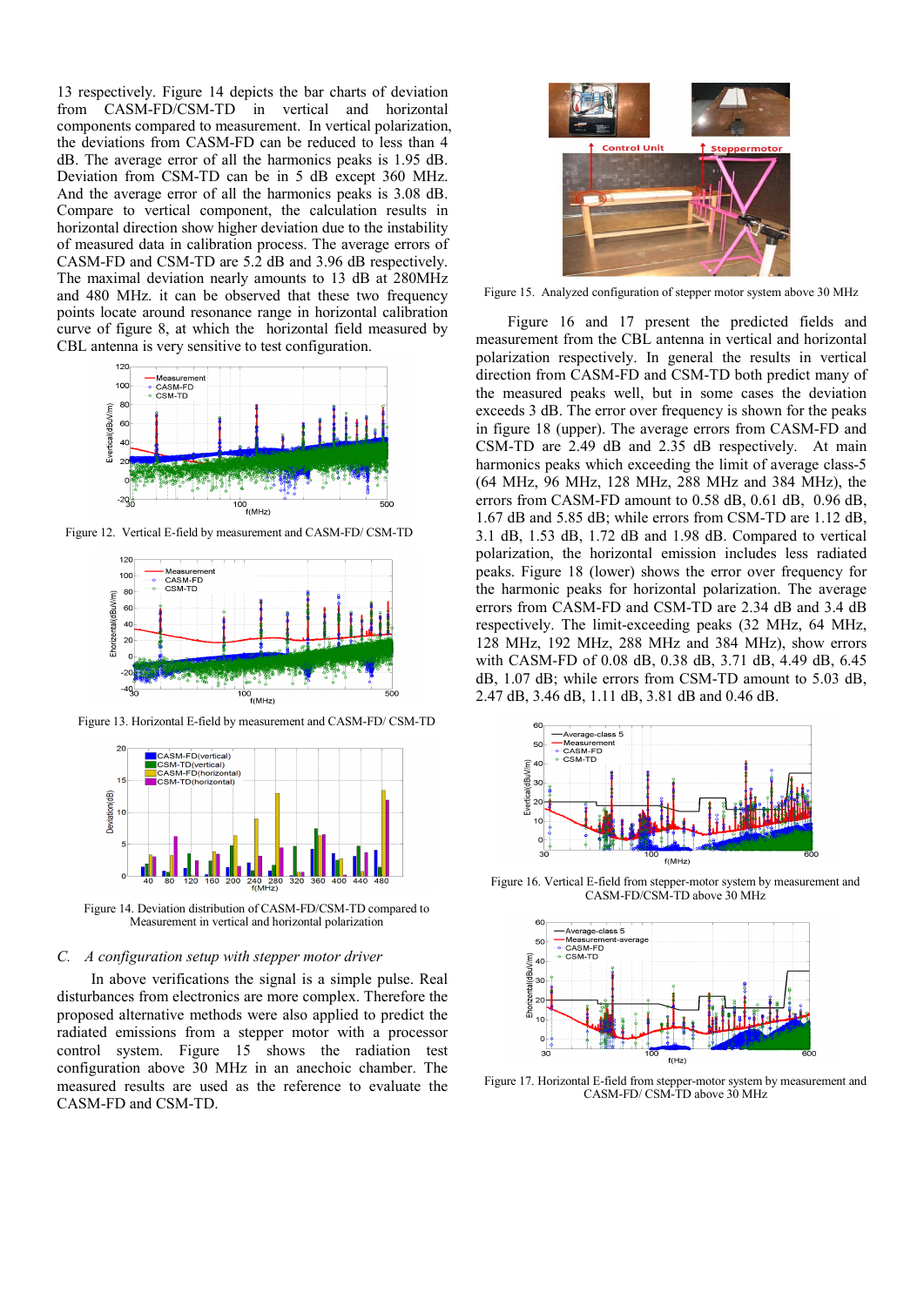13 respectively. Figure 14 depicts the bar charts of deviation from CASM-FD/CSM-TD in vertical and horizontal components compared to measurement. In vertical polarization, the deviations from CASM-FD can be reduced to less than 4 dB. The average error of all the harmonics peaks is 1.95 dB. Deviation from CSM-TD can be in 5 dB except 360 MHz. And the average error of all the harmonics peaks is 3.08 dB. Compare to vertical component, the calculation results in horizontal direction show higher deviation due to the instability of measured data in calibration process. The average errors of CASM-FD and CSM-TD are 5.2 dB and 3.96 dB respectively. The maximal deviation nearly amounts to 13 dB at 280MHz and 480 MHz. it can be observed that these two frequency points locate around resonance range in horizontal calibration curve of figure 8, at which the horizontal field measured by CBL antenna is very sensitive to test configuration.

120
100
80
60
40
20
0
-20
Evertical(dBuV/m)
Measurement
CASM-FD
CSM-TD
30
100
500
f(MHz)

Figure 12. Vertical E-field by measurement and CASM-FD/ CSM-TD

120
100
80
60
40
20
0
-20
-40
Ehorizontal(dBuV/m)
Measurement
CASM-FD
CSM-TD
30
100
500
f(MHz)

Figure 13. Horizontal E-field by measurement and CASM-FD/ CSM-TD

20
15
10
5
0
Deviation(dB)
CASM-FD(vertical)
CSM-TD(vertical)
CASM-FD(horizontal)
CSM-TD(horizontal)
40 80 120 160 200 240 280 320 360 400 440 480
f(MHz)

Figure 14. Deviation distribution of CASM-FD/CSM-TD compared to Measurement in vertical and horizontal polarization

### C. A configuration setup with stepper motor driver

In above verifications the signal is a simple pulse. Real disturbances from electronics are more complex. Therefore the proposed alternative methods were also applied to predict the radiated emissions from a stepper motor with a processor control system. Figure 15 shows the radiation test configuration above 30 MHz in an anechoic chamber. The measured results are used as the reference to evaluate the CASM-FD and CSM-TD.

Control Unit
Steppermotor

Figure 15. Analyzed configuration of stepper motor system above 30 MHz

Figure 16 and 17 present the predicted fields and measurement from the CBL antenna in vertical and horizontal polarization respectively. In general the results in vertical direction from CASM-FD and CSM-TD both predict many of the measured peaks well, but in some cases the deviation exceeds 3 dB. The error over frequency is shown for the peaks in figure 18 (upper). The average errors from CASM-FD and CSM-TD are 2.49 dB and 2.35 dB respectively. At main harmonics peaks which exceeding the limit of average class-5 (64 MHz, 96 MHz, 128 MHz, 288 MHz and 384 MHz), the errors from CASM-FD amount to 0.58 dB, 0.61 dB, 0.96 dB, 1.67 dB and 5.85 dB; while errors from CSM-TD are 1.12 dB, 3.1 dB, 1.53 dB, 1.72 dB and 1.98 dB. Compared to vertical polarization, the horizontal emission includes less radiated peaks. Figure 18 (lower) shows the error over frequency for the harmonic peaks for horizontal polarization. The average errors from CASM-FD and CSM-TD are 2.34 dB and 3.4 dB respectively. The limit-exceeding peaks (32 MHz, 64 MHz, 128 MHz, 192 MHz, 288 MHz and 384 MHz), show errors with CASM-FD of 0.08 dB, 0.38 dB, 3.71 dB, 4.49 dB, 6.45 dB, 1.07 dB; while errors from CSM-TD amount to 5.03 dB, 2.47 dB, 3.46 dB, 1.11 dB, 3.81 dB and 0.46 dB.

60
50
40
30
20
10
0
Evertical(dBuV/m)
Average-class 5
Measurement
CASM-FD
CSM-TD
30
100
600
f(MHz)

Figure 16. Vertical E-field from stepper-motor system by measurement and CASM-FD/CSM-TD above 30 MHz

60
50
40
30
20
10
0
Ehorizontal(dBuV/m)
Average-class 5
Measurement-average
CASM-FD
CSM-TD
30
100
600
f(Hz)

Figure 17. Horizontal E-field from stepper-motor system by measurement and CASM-FD/ CSM-TD above 30 MHz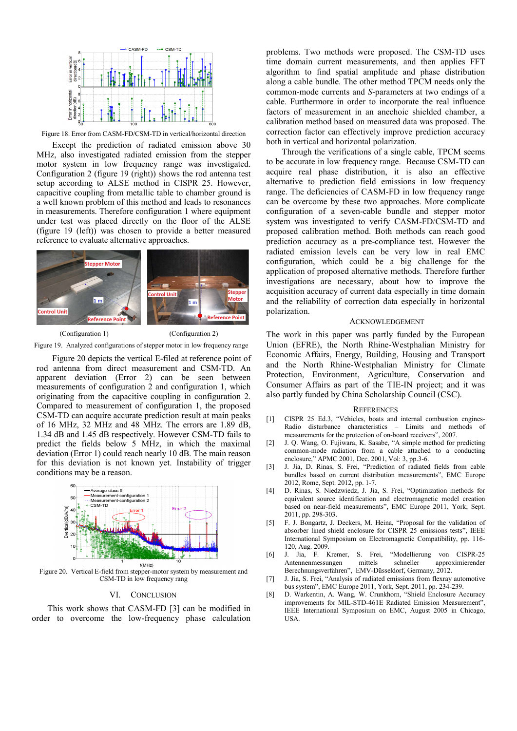CASM-FD
CSM-TD
Error in vertical direction(dB)
Error in horizontal direction(dB)
30
100
600

Figure 18. Error from CASM-FD/CSM-TD in vertical/horizontal direction

Except the prediction of radiated emission above 30 MHz, also investigated radiated emission from the stepper motor system in low frequency range was investigated. Configuration 2 (figure 19 (right)) shows the rod antenna test setup according to ALSE method in CISPR 25. However, capacitive coupling from metallic table to chamber ground is a well known problem of this method and leads to resonances in measurements. Therefore configuration 1 where equipment under test was placed directly on the floor of the ALSE (figure 19 (left)) was chosen to provide a better measured reference to evaluate alternative approaches.

Stepper Motor
Control Unit
1 m
Reference Point

(Configuration 1)

Control Unit
Stepper Motor
1 m
Reference Point

(Configuration 2)

Figure 19. Analyzed configurations of stepper motor in low frequency range

Figure 20 depicts the vertical E-filed at reference point of rod antenna from direct measurement and CSM-TD. An apparent deviation (Error 2) can be seen between measurements of configuration 2 and configuration 1, which originating from the capacitive coupling in configuration 2. Compared to measurement of configuration 1, the proposed CSM-TD can acquire accurate prediction result at main peaks of 16 MHz, 32 MHz and 48 MHz. The errors are 1.89 dB, 1.34 dB and 1.45 dB respectively. However CSM-TD fails to predict the fields below 5 MHz, in which the maximal deviation (Error 1) could reach nearly 10 dB. The main reason for this deviation is not known yet. Instability of trigger conditions may be a reason.

Average-class 5
Measurement-configuration 1
Measurement-configuration 2
CSM-TD
Error 1
Error 2
Evertical(dBuV/m)
f(MHz)
60
50
40
30
20
10
0
1
10

Figure 20. Vertical E-field from stepper-motor system by measurement and CSM-TD in low frequency rang

## VI. Conclusion

This work shows that CASM-FD [3] can be modified in order to overcome the low-frequency phase calculation problems. Two methods were proposed. The CSM-TD uses time domain current measurements, and then applies FFT algorithm to find spatial amplitude and phase distribution along a cable bundle. The other method TPCM needs only the common-mode currents and *S*-parameters at two endings of a cable. Furthermore in order to incorporate the real influence factors of measurement in an anechoic shielded chamber, a calibration method based on measured data was proposed. The correction factor can effectively improve prediction accuracy both in vertical and horizontal polarization.

Through the verifications of a single cable, TPCM seems to be accurate in low frequency range. Because CSM-TD can acquire real phase distribution, it is also an effective alternative to prediction field emissions in low frequency range. The deficiencies of CASM-FD in low frequency range can be overcome by these two approaches. More complicate configuration of a seven-cable bundle and stepper motor system was investigated to verify CASM-FD/CSM-TD and proposed calibration method. Both methods can reach good prediction accuracy as a pre-compliance test. However the radiated emission levels can be very low in real EMC configuration, which could be a big challenge for the application of proposed alternative methods. Therefore further investigations are necessary, about how to improve the acquisition accuracy of current data especially in time domain and the reliability of correction data especially in horizontal polarization.

## Acknowledgement

The work in this paper was partly funded by the European Union (EFRE), the North Rhine-Westphalian Ministry for Economic Affairs, Energy, Building, Housing and Transport and the North Rhine-Westphalian Ministry for Climate Protection, Environment, Agriculture, Conservation and Consumer Affairs as part of the TIE-IN project; and it was also partly funded by China Scholarship Council (CSC).

## References

[1] CISPR 25 Ed.3, "Vehicles, boats and internal combustion engines-Radio disturbance characteristics – Limits and methods of measurements for the protection of on-board receivers", 2007.

[2] J. Q. Wang, O. Fujiwara, K. Sasabe, "A simple method for predicting common-mode radiation from a cable attached to a conducting enclosure," APMC 2001, Dec. 2001, Vol: 3, pp.3-6.

[3] J. Jia, D. Rinas, S. Frei, "Prediction of radiated fields from cable bundles based on current distribution measurements", EMC Europe 2012, Rome, Sept. 2012, pp. 1-7.

[4] D. Rinas, S. Niedzwiedz, J. Jia, S. Frei, "Optimization methods for equivalent source identification and electromagnetic model creation based on near-field measurements", EMC Europe 2011, York, Sept. 2011, pp. 298-303.

[5] F. J. Bongartz, J. Deckers, M. Heina, "Proposal for the validation of absorber lined shield enclosure for CISPR 25 emissions tests", IEEE International Symposium on Electromagnetic Compatibility, pp. 116-120, Aug. 2009.

[6] J. Jia, F. Kremer, S. Frei, "Modellierung von CISPR-25 Antennenmessungen mittels schneller approximierender Berechnungsverfahren", EMV-Düsseldorf, Germany, 2012.

[7] J. Jia, S. Frei, "Analysis of radiated emissions from flexray automotive bus system", EMC Europe 2011, York, Sept. 2011, pp. 234-239.

[8] D. Warkentin, A. Wang, W. Crunkhorn, "Shield Enclosure Accuracy improvements for MIL-STD-461E Radiated Emission Measurement", IEEE International Symposium on EMC, August 2005 in Chicago, USA.